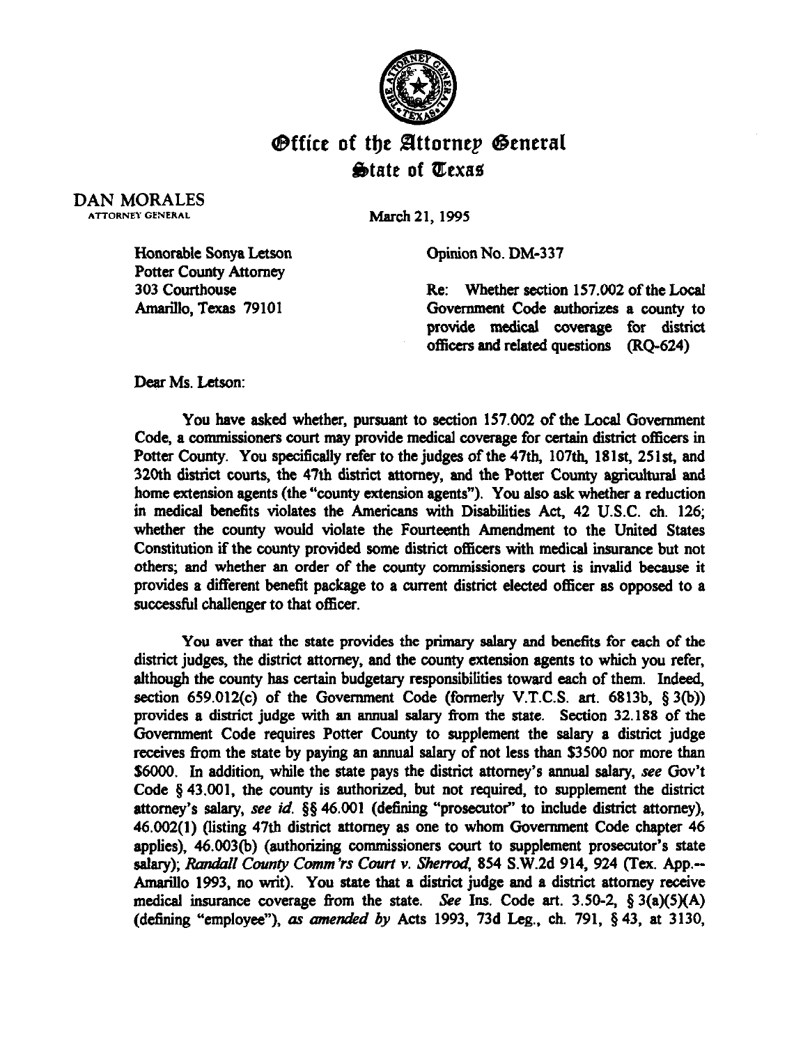# Office of the Attorney General
## State of Texas

DAN MORALES
ATTORNEY GENERAL

March 21, 1995

Honorable Sonya Letson
Potter County Attorney
303 Courthouse
Amarillo, Texas 79101

Opinion No. DM-337

Re: Whether section 157.002 of the Local Government Code authorizes a county to provide medical coverage for district officers and related questions (RQ-624)

Dear Ms. Letson:

You have asked whether, pursuant to section 157.002 of the Local Government Code, a commissioners court may provide medical coverage for certain district officers in Potter County. You specifically refer to the judges of the 47th, 107th, 181st, 251st, and 320th district courts, the 47th district attorney, and the Potter County agricultural and home extension agents (the "county extension agents"). You also ask whether a reduction in medical benefits violates the Americans with Disabilities Act, 42 U.S.C. ch. 126; whether the county would violate the Fourteenth Amendment to the United States Constitution if the county provided some district officers with medical insurance but not others; and whether an order of the county commissioners court is invalid because it provides a different benefit package to a current district elected officer as opposed to a successful challenger to that officer.

You aver that the state provides the primary salary and benefits for each of the district judges, the district attorney, and the county extension agents to which you refer, although the county has certain budgetary responsibilities toward each of them. Indeed, section 659.012(c) of the Government Code (formerly V.T.C.S. art. 6813b, § 3(b)) provides a district judge with an annual salary from the state. Section 32.188 of the Government Code requires Potter County to supplement the salary a district judge receives from the state by paying an annual salary of not less than $3500 nor more than $6000. In addition, while the state pays the district attorney's annual salary, *see* Gov't Code § 43.001, the county is authorized, but not required, to supplement the district attorney's salary, *see id.* §§ 46.001 (defining "prosecutor" to include district attorney), 46.002(1) (listing 47th district attorney as one to whom Government Code chapter 46 applies), 46.003(b) (authorizing commissioners court to supplement prosecutor's state salary); *Randall County Comm'rs Court v. Sherrod*, 854 S.W.2d 914, 924 (Tex. App.--Amarillo 1993, no writ). You state that a district judge and a district attorney receive medical insurance coverage from the state. *See* Ins. Code art. 3.50-2, § 3(a)(5)(A) (defining "employee"), *as amended by* Acts 1993, 73d Leg., ch. 791, § 43, at 3130,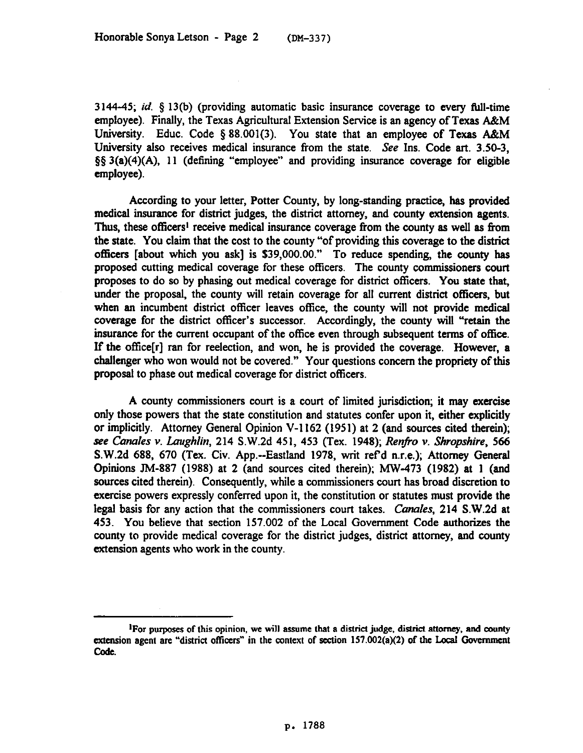3144-45; *id.* § 13(b) (providing automatic basic insurance coverage to every full-time employee). Finally, the Texas Agricultural Extension Service is an agency of Texas A&M University. Educ. Code § 88.001(3). You state that an employee of Texas A&M University also receives medical insurance from the state. *See* Ins. Code art. 3.50-3, §§ 3(a)(4)(A), 11 (defining "employee" and providing insurance coverage for eligible employee).

According to your letter, Potter County, by long-standing practice, has provided medical insurance for district judges, the district attorney, and county extension agents. Thus, these officers[1] receive medical insurance coverage from the county as well as from the state. You claim that the cost to the county "of providing this coverage to the district officers [about which you ask] is $39,000.00." To reduce spending, the county has proposed cutting medical coverage for these officers. The county commissioners court proposes to do so by phasing out medical coverage for district officers. You state that, under the proposal, the county will retain coverage for all current district officers, but when an incumbent district officer leaves office, the county will not provide medical coverage for the district officer's successor. Accordingly, the county will "retain the insurance for the current occupant of the office even through subsequent terms of office. If the office[r] ran for reelection, and won, he is provided the coverage. However, a challenger who won would not be covered." Your questions concern the propriety of this proposal to phase out medical coverage for district officers.

A county commissioners court is a court of limited jurisdiction; it may exercise only those powers that the state constitution and statutes confer upon it, either explicitly or implicitly. Attorney General Opinion V-1162 (1951) at 2 (and sources cited therein); *see Canales v. Laughlin*, 214 S.W.2d 451, 453 (Tex. 1948); *Renfro v. Shropshire*, 566 S.W.2d 688, 670 (Tex. Civ. App.--Eastland 1978, writ ref'd n.r.e.); Attorney General Opinions JM-887 (1988) at 2 (and sources cited therein); MW-473 (1982) at 1 (and sources cited therein). Consequently, while a commissioners court has broad discretion to exercise powers expressly conferred upon it, the constitution or statutes must provide the legal basis for any action that the commissioners court takes. *Canales*, 214 S.W.2d at 453. You believe that section 157.002 of the Local Government Code authorizes the county to provide medical coverage for the district judges, district attorney, and county extension agents who work in the county.

---

[1] For purposes of this opinion, we will assume that a district judge, district attorney, and county extension agent are "district officers" in the context of section 157.002(a)(2) of the Local Government Code.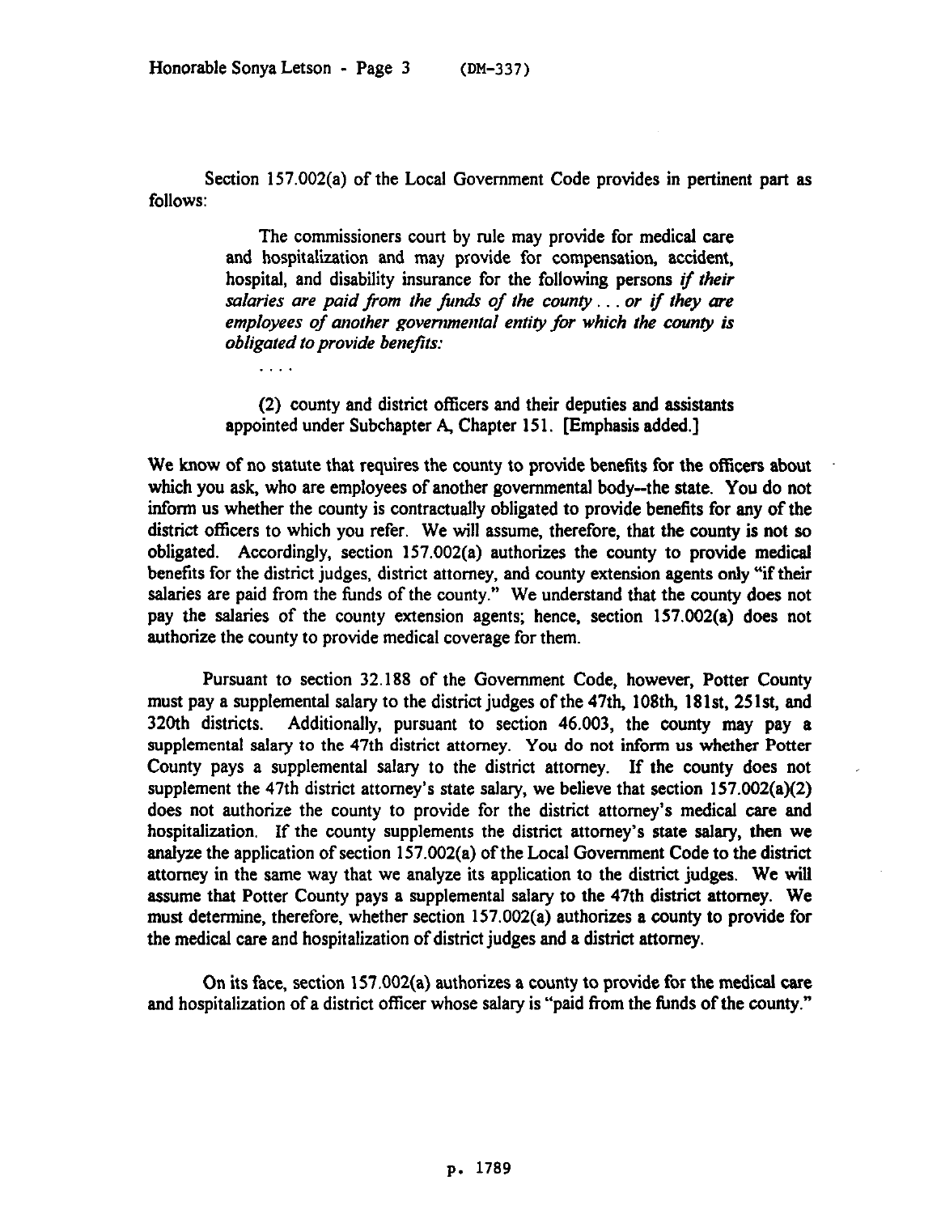Section 157.002(a) of the Local Government Code provides in pertinent part as follows:

> The commissioners court by rule may provide for medical care and hospitalization and may provide for compensation, accident, hospital, and disability insurance for the following persons *if their salaries are paid from the funds of the county . . . or if they are employees of another governmental entity for which the county is obligated to provide benefits:*
>
> . . . .
>
> (2) county and district officers and their deputies and assistants appointed under Subchapter A, Chapter 151. [Emphasis added.]

We know of no statute that requires the county to provide benefits for the officers about which you ask, who are employees of another governmental body--the state. You do not inform us whether the county is contractually obligated to provide benefits for any of the district officers to which you refer. We will assume, therefore, that the county is not so obligated. Accordingly, section 157.002(a) authorizes the county to provide medical benefits for the district judges, district attorney, and county extension agents only "if their salaries are paid from the funds of the county." We understand that the county does not pay the salaries of the county extension agents; hence, section 157.002(a) does not authorize the county to provide medical coverage for them.

Pursuant to section 32.188 of the Government Code, however, Potter County must pay a supplemental salary to the district judges of the 47th, 108th, 181st, 251st, and 320th districts. Additionally, pursuant to section 46.003, the county may pay a supplemental salary to the 47th district attorney. You do not inform us whether Potter County pays a supplemental salary to the district attorney. If the county does not supplement the 47th district attorney's state salary, we believe that section 157.002(a)(2) does not authorize the county to provide for the district attorney's medical care and hospitalization. If the county supplements the district attorney's state salary, then we analyze the application of section 157.002(a) of the Local Government Code to the district attorney in the same way that we analyze its application to the district judges. We will assume that Potter County pays a supplemental salary to the 47th district attorney. We must determine, therefore, whether section 157.002(a) authorizes a county to provide for the medical care and hospitalization of district judges and a district attorney.

On its face, section 157.002(a) authorizes a county to provide for the medical care and hospitalization of a district officer whose salary is "paid from the funds of the county."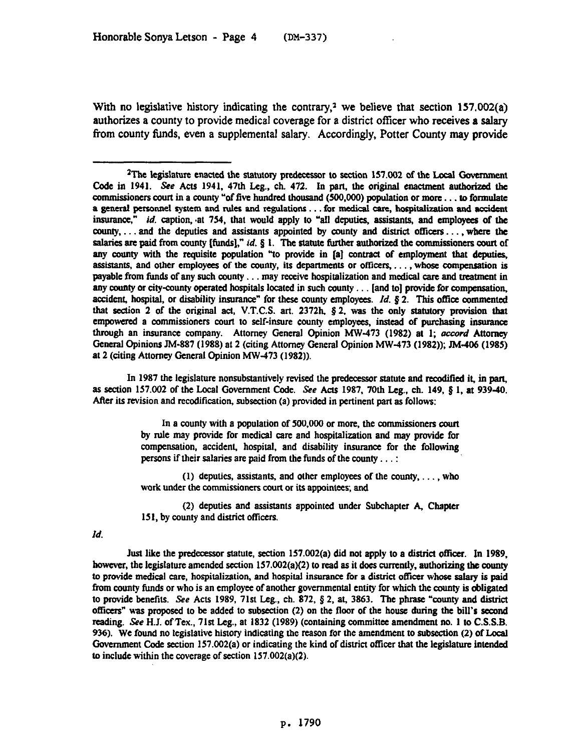With no legislative history indicating the contrary,[2] we believe that section 157.002(a) authorizes a county to provide medical coverage for a district officer who receives a salary from county funds, even a supplemental salary. Accordingly, Potter County may provide

---

[2]The legislature enacted the statutory predecessor to section 157.002 of the Local Government Code in 1941. *See* Acts 1941, 47th Leg., ch. 472. In part, the original enactment authorized the commissioners court in a county "of five hundred thousand (500,000) population or more . . . to formulate a general personnel system and rules and regulations . . . for medical care, hospitalization and accident insurance," *id.* caption, at 754, that would apply to "all deputies, assistants, and employees of the county, . . . and the deputies and assistants appointed by county and district officers . . . , where the salaries are paid from county [funds]," *id.* § 1. The statute further authorized the commissioners court of any county with the requisite population "to provide in [a] contract of employment that deputies, assistants, and other employees of the county, its departments or officers, . . . , whose compensation is payable from funds of any such county . . . may receive hospitalization and medical care and treatment in any county or city-county operated hospitals located in such county . . . [and to] provide for compensation, accident, hospital, or disability insurance" for these county employees. *Id.* § 2. This office commented that section 2 of the original act, V.T.C.S. art. 2372h, § 2, was the only statutory provision that empowered a commissioners court to self-insure county employees, instead of purchasing insurance through an insurance company. Attorney General Opinion MW-473 (1982) at 1; *accord* Attorney General Opinions JM-887 (1988) at 2 (citing Attorney General Opinion MW-473 (1982)); JM-406 (1985) at 2 (citing Attorney General Opinion MW-473 (1982)).

In 1987 the legislature nonsubstantively revised the predecessor statute and recodified it, in part, as section 157.002 of the Local Government Code. *See* Acts 1987, 70th Leg., ch. 149, § 1, at 939-40. After its revision and recodification, subsection (a) provided in pertinent part as follows:

> In a county with a population of 500,000 or more, the commissioners court by rule may provide for medical care and hospitalization and may provide for compensation, accident, hospital, and disability insurance for the following persons if their salaries are paid from the funds of the county . . . :
>
> (1) deputies, assistants, and other employees of the county, . . . , who work under the commissioners court or its appointees; and
>
> (2) deputies and assistants appointed under Subchapter A, Chapter 151, by county and district officers.

*Id.*

Just like the predecessor statute, section 157.002(a) did not apply to a district officer. In 1989, however, the legislature amended section 157.002(a)(2) to read as it does currently, authorizing the county to provide medical care, hospitalization, and hospital insurance for a district officer whose salary is paid from county funds or who is an employee of another governmental entity for which the county is obligated to provide benefits. *See* Acts 1989, 71st Leg., ch. 872, § 2, at, 3863. The phrase "county and district officers" was proposed to be added to subsection (2) on the floor of the house during the bill's second reading. *See* H.J. of Tex., 71st Leg., at 1832 (1989) (containing committee amendment no. 1 to C.S.S.B. 936). We found no legislative history indicating the reason for the amendment to subsection (2) of Local Government Code section 157.002(a) or indicating the kind of district officer that the legislature intended to include within the coverage of section 157.002(a)(2).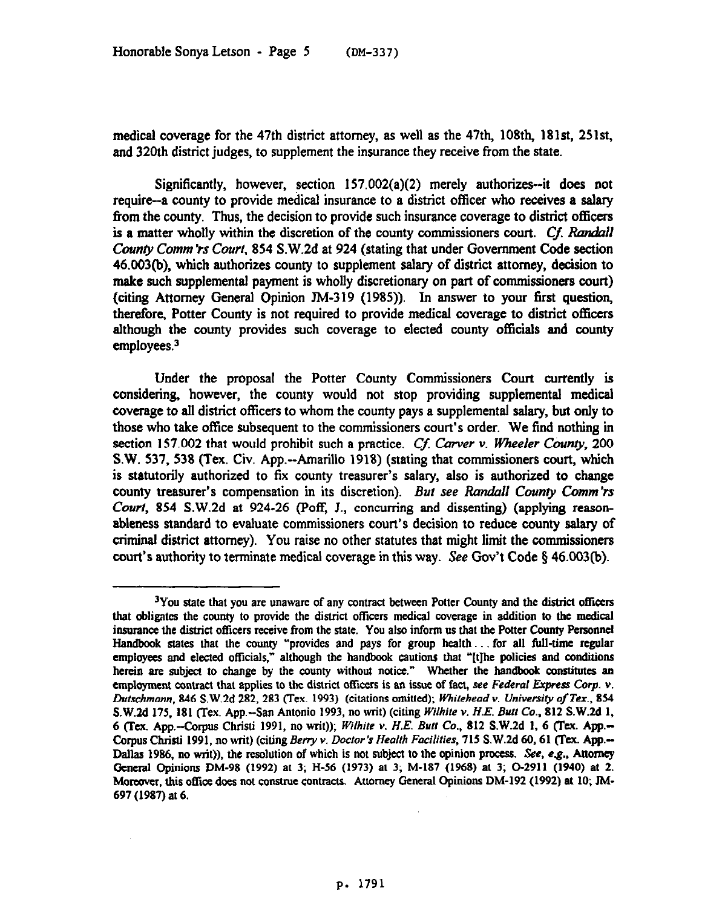medical coverage for the 47th district attorney, as well as the 47th, 108th, 181st, 251st, and 320th district judges, to supplement the insurance they receive from the state.

Significantly, however, section 157.002(a)(2) merely authorizes--it does not require--a county to provide medical insurance to a district officer who receives a salary from the county. Thus, the decision to provide such insurance coverage to district officers is a matter wholly within the discretion of the county commissioners court. *Cf. Randall County Comm'rs Court*, 854 S.W.2d at 924 (stating that under Government Code section 46.003(b), which authorizes county to supplement salary of district attorney, decision to make such supplemental payment is wholly discretionary on part of commissioners court) (citing Attorney General Opinion JM-319 (1985)). In answer to your first question, therefore, Potter County is not required to provide medical coverage to district officers although the county provides such coverage to elected county officials and county employees.[3]

Under the proposal the Potter County Commissioners Court currently is considering, however, the county would not stop providing supplemental medical coverage to all district officers to whom the county pays a supplemental salary, but only to those who take office subsequent to the commissioners court's order. We find nothing in section 157.002 that would prohibit such a practice. *Cf. Carver v. Wheeler County*, 200 S.W. 537, 538 (Tex. Civ. App.--Amarillo 1918) (stating that commissioners court, which is statutorily authorized to fix county treasurer's salary, also is authorized to change county treasurer's compensation in its discretion). *But see Randall County Comm'rs Court*, 854 S.W.2d at 924-26 (Poff, J., concurring and dissenting) (applying reasonableness standard to evaluate commissioners court's decision to reduce county salary of criminal district attorney). You raise no other statutes that might limit the commissioners court's authority to terminate medical coverage in this way. *See* Gov't Code § 46.003(b).

---

[3]You state that you are unaware of any contract between Potter County and the district officers that obligates the county to provide the district officers medical coverage in addition to the medical insurance the district officers receive from the state. You also inform us that the Potter County Personnel Handbook states that the county "provides and pays for group health . . . for all full-time regular employees and elected officials," although the handbook cautions that "[t]he policies and conditions herein are subject to change by the county without notice." Whether the handbook constitutes an employment contract that applies to the district officers is an issue of fact, *see Federal Express Corp. v. Dutschmann*, 846 S.W.2d 282, 283 (Tex. 1993) (citations omitted); *Whitehead v. University of Tex.*, 854 S.W.2d 175, 181 (Tex. App.--San Antonio 1993, no writ) (citing *Wilhite v. H.E. Butt Co.*, 812 S.W.2d 1, 6 (Tex. App.--Corpus Christi 1991, no writ)); *Wilhite v. H.E. Butt Co.*, 812 S.W.2d 1, 6 (Tex. App.--Corpus Christi 1991, no writ) (citing *Berry v. Doctor's Health Facilities*, 715 S.W.2d 60, 61 (Tex. App.--Dallas 1986, no writ)), the resolution of which is not subject to the opinion process. *See, e.g.*, Attorney General Opinions DM-98 (1992) at 3; H-56 (1973) at 3; M-187 (1968) at 3; O-2911 (1940) at 2. Moreover, this office does not construe contracts. Attorney General Opinions DM-192 (1992) at 10; JM-697 (1987) at 6.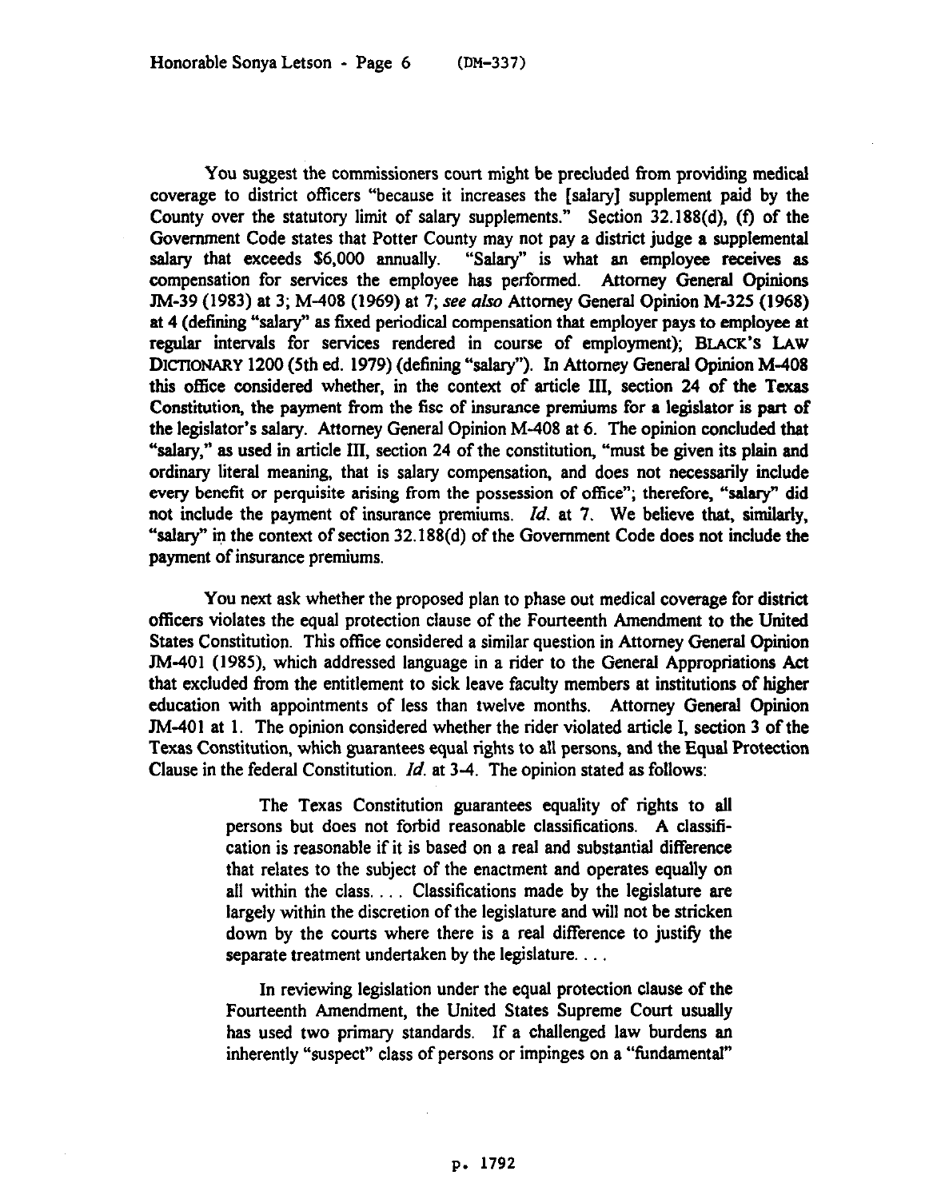You suggest the commissioners court might be precluded from providing medical coverage to district officers "because it increases the [salary] supplement paid by the County over the statutory limit of salary supplements." Section 32.188(d), (f) of the Government Code states that Potter County may not pay a district judge a supplemental salary that exceeds $6,000 annually. "Salary" is what an employee receives as compensation for services the employee has performed. Attorney General Opinions JM-39 (1983) at 3; M-408 (1969) at 7; *see also* Attorney General Opinion M-325 (1968) at 4 (defining "salary" as fixed periodical compensation that employer pays to employee at regular intervals for services rendered in course of employment); BLACK'S LAW DICTIONARY 1200 (5th ed. 1979) (defining "salary"). In Attorney General Opinion M-408 this office considered whether, in the context of article III, section 24 of the Texas Constitution, the payment from the fisc of insurance premiums for a legislator is part of the legislator's salary. Attorney General Opinion M-408 at 6. The opinion concluded that "salary," as used in article III, section 24 of the constitution, "must be given its plain and ordinary literal meaning, that is salary compensation, and does not necessarily include every benefit or perquisite arising from the possession of office"; therefore, "salary" did not include the payment of insurance premiums. *Id.* at 7. We believe that, similarly, "salary" in the context of section 32.188(d) of the Government Code does not include the payment of insurance premiums.

You next ask whether the proposed plan to phase out medical coverage for district officers violates the equal protection clause of the Fourteenth Amendment to the United States Constitution. This office considered a similar question in Attorney General Opinion JM-401 (1985), which addressed language in a rider to the General Appropriations Act that excluded from the entitlement to sick leave faculty members at institutions of higher education with appointments of less than twelve months. Attorney General Opinion JM-401 at 1. The opinion considered whether the rider violated article I, section 3 of the Texas Constitution, which guarantees equal rights to all persons, and the Equal Protection Clause in the federal Constitution. *Id.* at 3-4. The opinion stated as follows:

> The Texas Constitution guarantees equality of rights to all persons but does not forbid reasonable classifications. A classification is reasonable if it is based on a real and substantial difference that relates to the subject of the enactment and operates equally on all within the class. . . . Classifications made by the legislature are largely within the discretion of the legislature and will not be stricken down by the courts where there is a real difference to justify the separate treatment undertaken by the legislature. . . .
>
> In reviewing legislation under the equal protection clause of the Fourteenth Amendment, the United States Supreme Court usually has used two primary standards. If a challenged law burdens an inherently "suspect" class of persons or impinges on a "fundamental"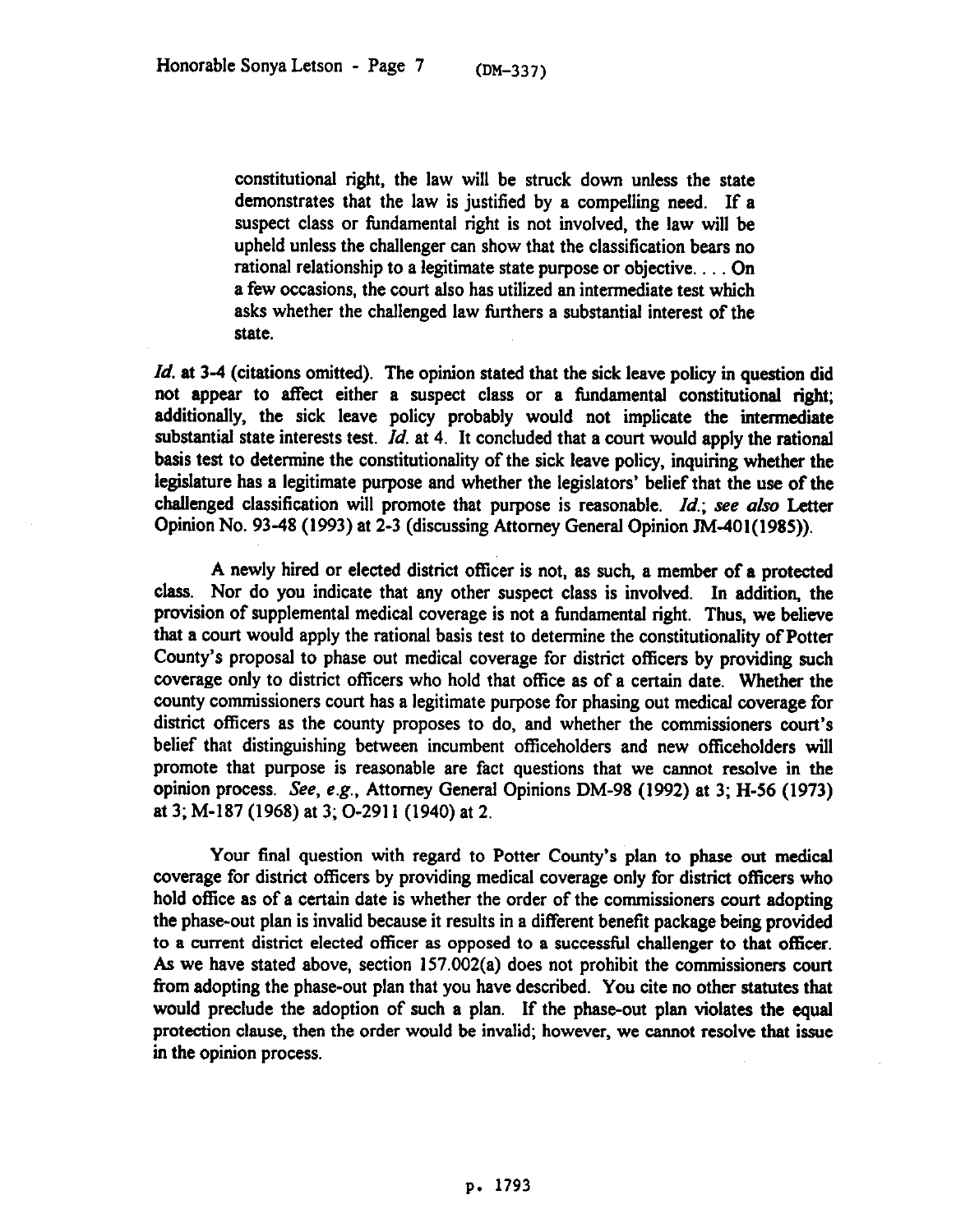> constitutional right, the law will be struck down unless the state demonstrates that the law is justified by a compelling need. If a suspect class or fundamental right is not involved, the law will be upheld unless the challenger can show that the classification bears no rational relationship to a legitimate state purpose or objective. . . . On a few occasions, the court also has utilized an intermediate test which asks whether the challenged law furthers a substantial interest of the state.

*Id.* at 3-4 (citations omitted). The opinion stated that the sick leave policy in question did not appear to affect either a suspect class or a fundamental constitutional right; additionally, the sick leave policy probably would not implicate the intermediate substantial state interests test. *Id.* at 4. It concluded that a court would apply the rational basis test to determine the constitutionality of the sick leave policy, inquiring whether the legislature has a legitimate purpose and whether the legislators' belief that the use of the challenged classification will promote that purpose is reasonable. *Id.*; *see also* Letter Opinion No. 93-48 (1993) at 2-3 (discussing Attorney General Opinion JM-401(1985)).

A newly hired or elected district officer is not, as such, a member of a protected class. Nor do you indicate that any other suspect class is involved. In addition, the provision of supplemental medical coverage is not a fundamental right. Thus, we believe that a court would apply the rational basis test to determine the constitutionality of Potter County's proposal to phase out medical coverage for district officers by providing such coverage only to district officers who hold that office as of a certain date. Whether the county commissioners court has a legitimate purpose for phasing out medical coverage for district officers as the county proposes to do, and whether the commissioners court's belief that distinguishing between incumbent officeholders and new officeholders will promote that purpose is reasonable are fact questions that we cannot resolve in the opinion process. *See, e.g.*, Attorney General Opinions DM-98 (1992) at 3; H-56 (1973) at 3; M-187 (1968) at 3; O-2911 (1940) at 2.

Your final question with regard to Potter County's plan to phase out medical coverage for district officers by providing medical coverage only for district officers who hold office as of a certain date is whether the order of the commissioners court adopting the phase-out plan is invalid because it results in a different benefit package being provided to a current district elected officer as opposed to a successful challenger to that officer. As we have stated above, section 157.002(a) does not prohibit the commissioners court from adopting the phase-out plan that you have described. You cite no other statutes that would preclude the adoption of such a plan. If the phase-out plan violates the equal protection clause, then the order would be invalid; however, we cannot resolve that issue in the opinion process.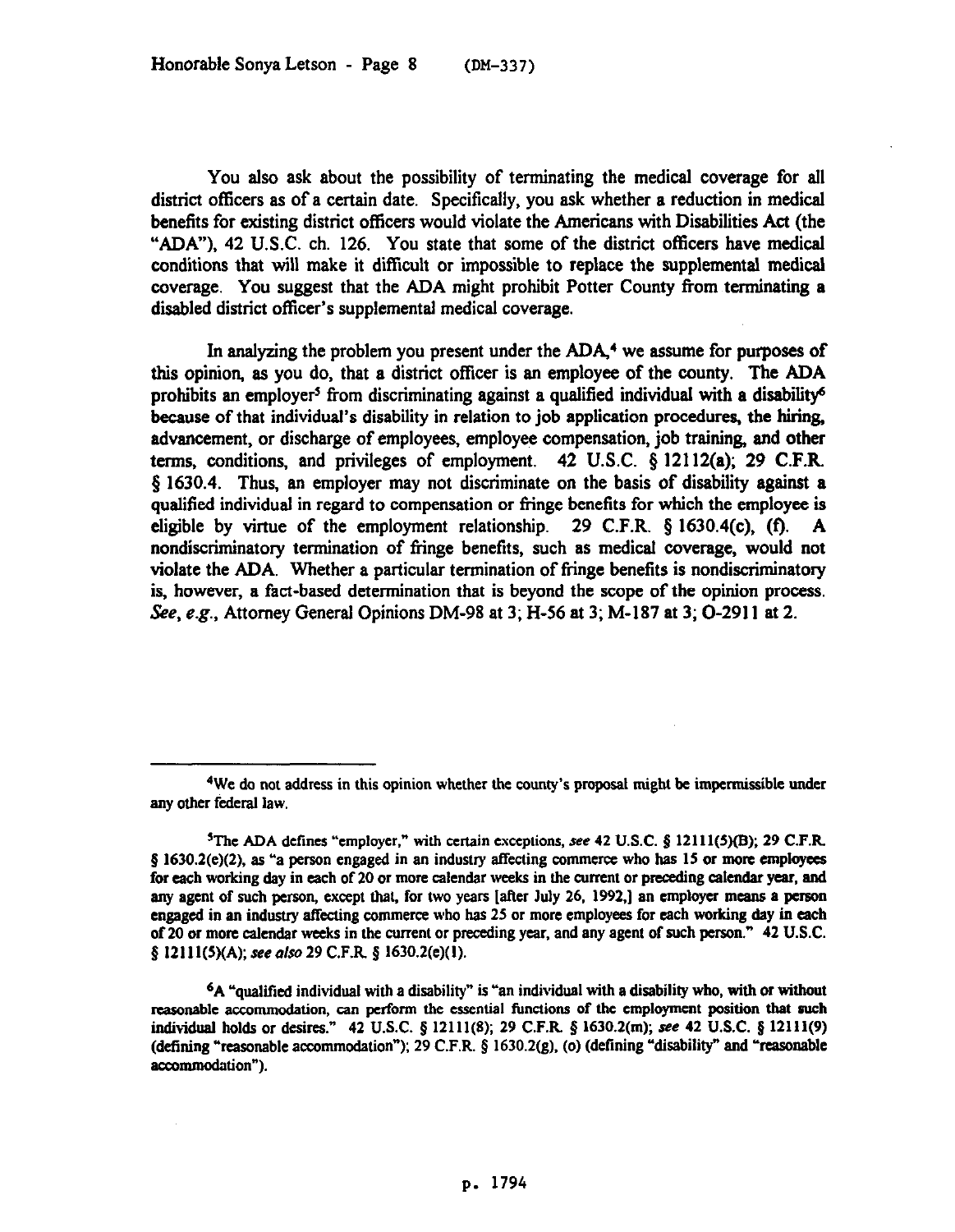You also ask about the possibility of terminating the medical coverage for all district officers as of a certain date. Specifically, you ask whether a reduction in medical benefits for existing district officers would violate the Americans with Disabilities Act (the "ADA"), 42 U.S.C. ch. 126. You state that some of the district officers have medical conditions that will make it difficult or impossible to replace the supplemental medical coverage. You suggest that the ADA might prohibit Potter County from terminating a disabled district officer's supplemental medical coverage.

In analyzing the problem you present under the ADA,[4] we assume for purposes of this opinion, as you do, that a district officer is an employee of the county. The ADA prohibits an employer[5] from discriminating against a qualified individual with a disability[6] because of that individual's disability in relation to job application procedures, the hiring, advancement, or discharge of employees, employee compensation, job training, and other terms, conditions, and privileges of employment. 42 U.S.C. § 12112(a); 29 C.F.R. § 1630.4. Thus, an employer may not discriminate on the basis of disability against a qualified individual in regard to compensation or fringe benefits for which the employee is eligible by virtue of the employment relationship. 29 C.F.R. § 1630.4(c), (f). A nondiscriminatory termination of fringe benefits, such as medical coverage, would not violate the ADA. Whether a particular termination of fringe benefits is nondiscriminatory is, however, a fact-based determination that is beyond the scope of the opinion process. *See, e.g.*, Attorney General Opinions DM-98 at 3; H-56 at 3; M-187 at 3; O-2911 at 2.

---

[4]We do not address in this opinion whether the county's proposal might be impermissible under any other federal law.

[5]The ADA defines "employer," with certain exceptions, *see* 42 U.S.C. § 12111(5)(B); 29 C.F.R. § 1630.2(e)(2), as "a person engaged in an industry affecting commerce who has 15 or more employees for each working day in each of 20 or more calendar weeks in the current or preceding calendar year, and any agent of such person, except that, for two years [after July 26, 1992,] an employer means a person engaged in an industry affecting commerce who has 25 or more employees for each working day in each of 20 or more calendar weeks in the current or preceding year, and any agent of such person." 42 U.S.C. § 12111(5)(A); *see also* 29 C.F.R. § 1630.2(e)(1).

[6]A "qualified individual with a disability" is "an individual with a disability who, with or without reasonable accommodation, can perform the essential functions of the employment position that such individual holds or desires." 42 U.S.C. § 12111(8); 29 C.F.R. § 1630.2(m); *see* 42 U.S.C. § 12111(9) (defining "reasonable accommodation"); 29 C.F.R. § 1630.2(g), (o) (defining "disability" and "reasonable accommodation").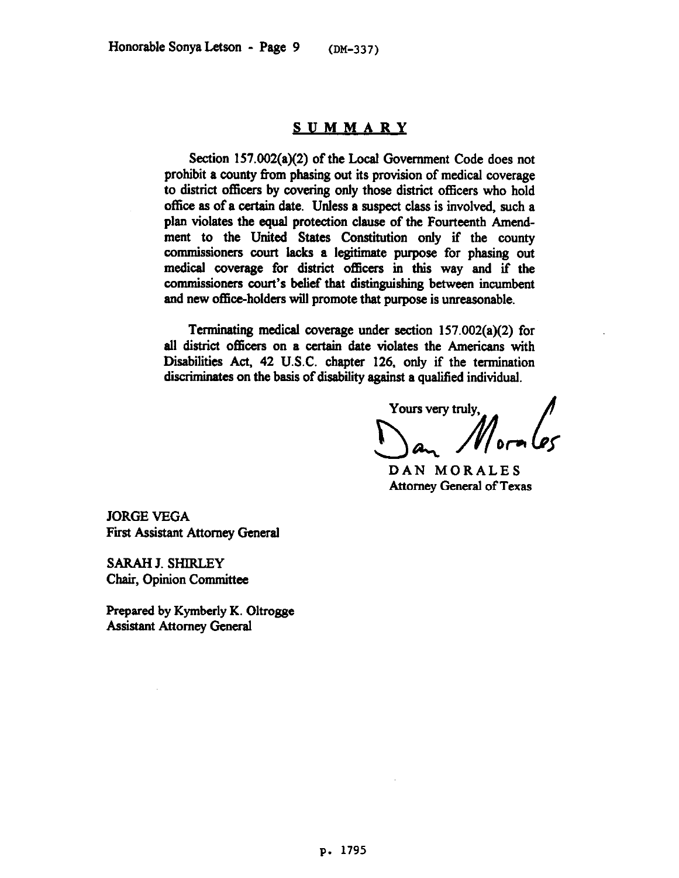## SUMMARY

Section 157.002(a)(2) of the Local Government Code does not prohibit a county from phasing out its provision of medical coverage to district officers by covering only those district officers who hold office as of a certain date. Unless a suspect class is involved, such a plan violates the equal protection clause of the Fourteenth Amendment to the United States Constitution only if the county commissioners court lacks a legitimate purpose for phasing out medical coverage for district officers in this way and if the commissioners court's belief that distinguishing between incumbent and new office-holders will promote that purpose is unreasonable.

Terminating medical coverage under section 157.002(a)(2) for all district officers on a certain date violates the Americans with Disabilities Act, 42 U.S.C. chapter 126, only if the termination discriminates on the basis of disability against a qualified individual.

Yours very truly,

DAN MORALES
Attorney General of Texas

JORGE VEGA
First Assistant Attorney General

SARAH J. SHIRLEY
Chair, Opinion Committee

Prepared by Kymberly K. Oltrogge
Assistant Attorney General